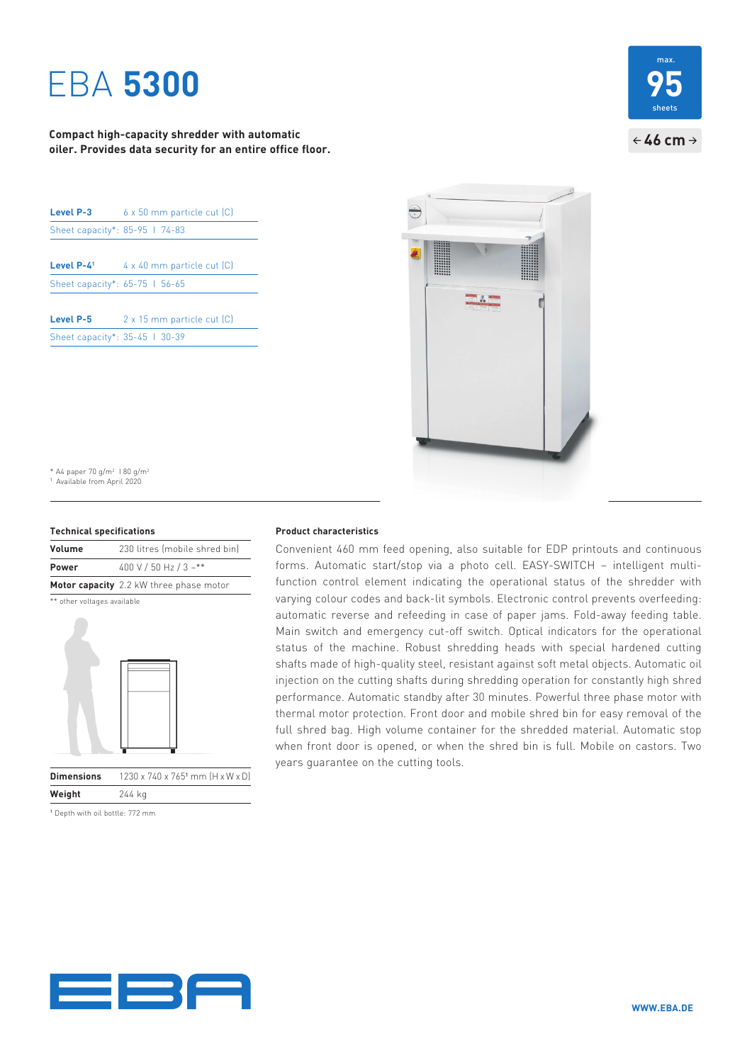# EBA **5300**

**Compact high-capacity shredder with automatic oiler. Provides data security for an entire office floor.**

max. **95** sheets

← **46 cm** →

| Level | |
|---|---|
| **Level P-3** | 6 x 50 mm particle cut (C) |
| Sheet capacity*: 85-95 I 74-83 | |
| **Level P-4**[1] | 4 x 40 mm particle cut (C) |
| Sheet capacity*: 65-75 I 56-65 | |
| **Level P-5** | 2 x 15 mm particle cut (C) |
| Sheet capacity*: 35-45 I 30-39 | |

\* A4 paper 70 g/m² I 80 g/m²
[1] Available from April 2020

### Technical specifications

| | |
|---|---|
| **Volume** | 230 litres (mobile shred bin) |
| **Power** | 400 V / 50 Hz / 3 ~** |
| **Motor capacity** | 2.2 kW three phase motor |

** other voltages available

| | |
|---|---|
| **Dimensions** | 1230 x 740 x 765[1] mm (H x W x D) |
| **Weight** | 244 kg |

[1] Depth with oil bottle: 772 mm

### Product characteristics

Convenient 460 mm feed opening, also suitable for EDP printouts and continuous forms. Automatic start/stop via a photo cell. EASY-SWITCH – intelligent multi-function control element indicating the operational status of the shredder with varying colour codes and back-lit symbols. Electronic control prevents overfeeding: automatic reverse and refeeding in case of paper jams. Fold-away feeding table. Main switch and emergency cut-off switch. Optical indicators for the operational status of the machine. Robust shredding heads with special hardened cutting shafts made of high-quality steel, resistant against soft metal objects. Automatic oil injection on the cutting shafts during shredding operation for constantly high shred performance. Automatic standby after 30 minutes. Powerful three phase motor with thermal motor protection. Front door and mobile shred bin for easy removal of the full shred bag. High volume container for the shredded material. Automatic stop when front door is opened, or when the shred bin is full. Mobile on castors. Two years guarantee on the cutting tools.

EBA

**WWW.EBA.DE**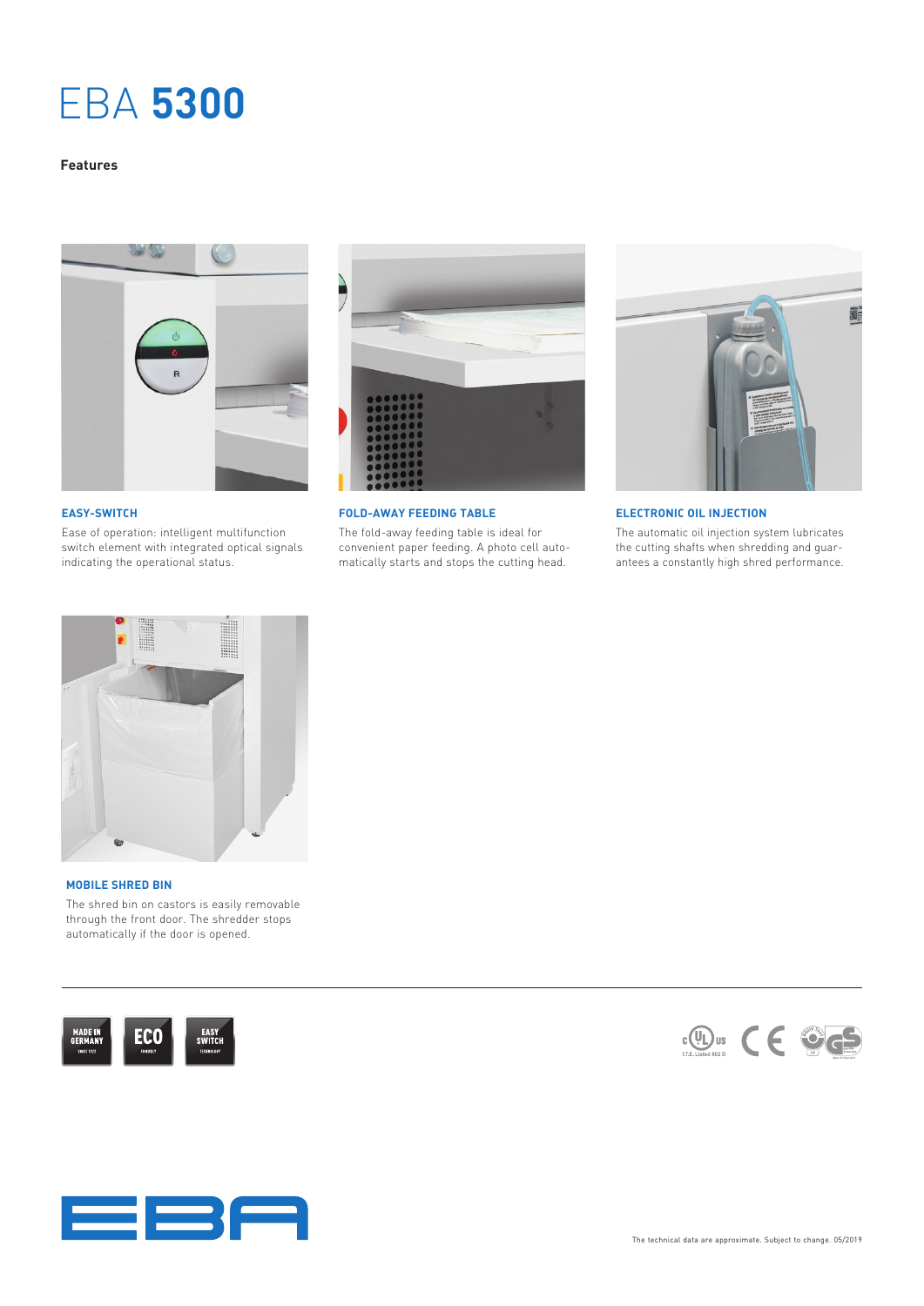# EBA 5300

**Features**

### EASY-SWITCH

Ease of operation: intelligent multifunction switch element with integrated optical signals indicating the operational status.

### FOLD-AWAY FEEDING TABLE

The fold-away feeding table is ideal for convenient paper feeding. A photo cell automatically starts and stops the cutting head.

### ELECTRONIC OIL INJECTION

The automatic oil injection system lubricates the cutting shafts when shredding and guarantees a constantly high shred performance.

### MOBILE SHRED BIN

The shred bin on castors is easily removable through the front door. The shredder stops automatically if the door is opened.

MADE IN GERMANY SINCE 1922 ECO FRIENDLY EASY SWITCH TECHNOLOGY

I.T.E. Listed 802 D

The technical data are approximate. Subject to change. 05/2019